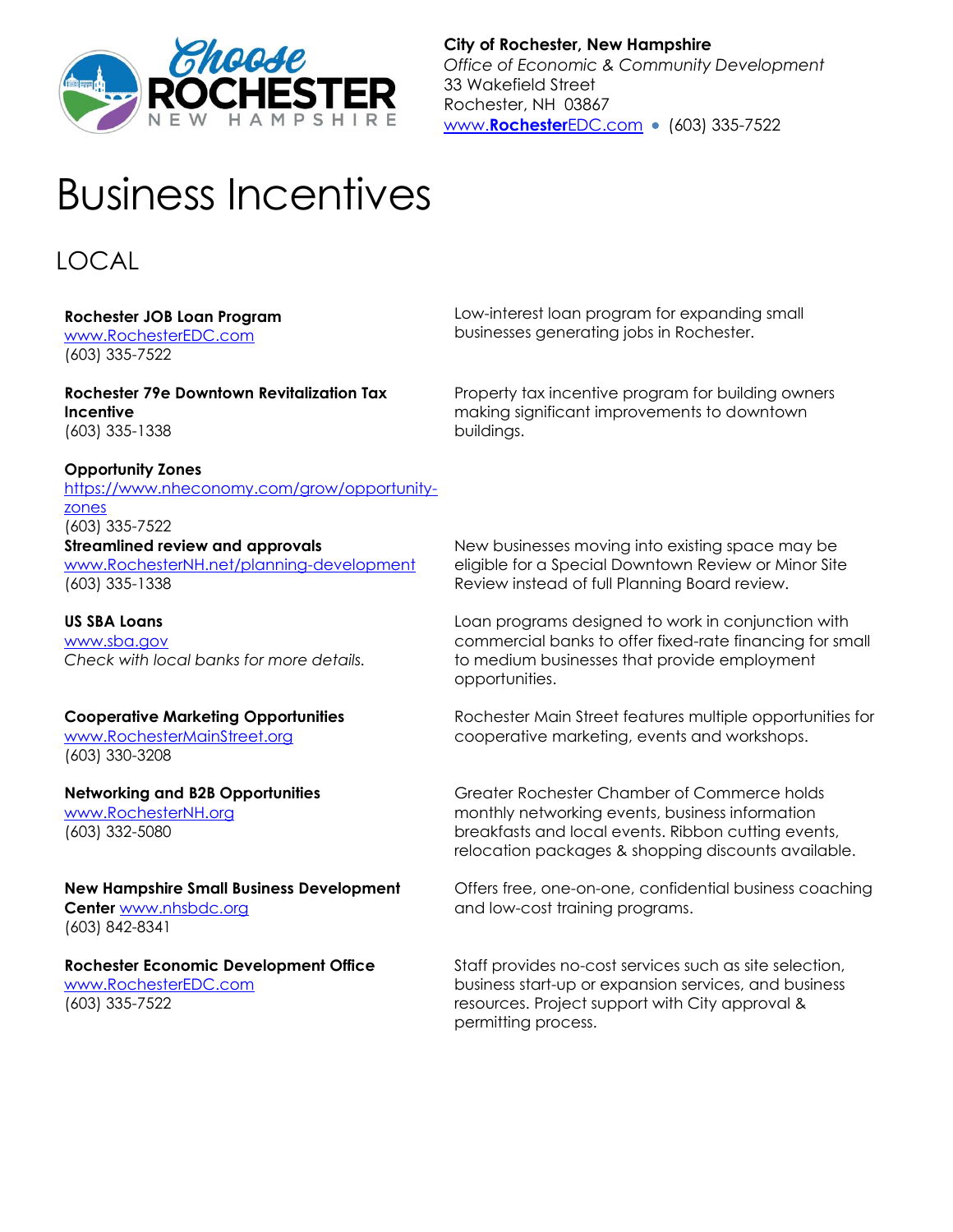**City of Rochester, New Hampshire**
*Office of Economic & Community Development*
33 Wakefield Street
Rochester, NH 03867
www.RochesterEDC.com • (603) 335-7522

# Business Incentives

## LOCAL

**Rochester JOB Loan Program**
www.RochesterEDC.com
(603) 335-7522

Low-interest loan program for expanding small businesses generating jobs in Rochester.

**Rochester 79e Downtown Revitalization Tax Incentive**
(603) 335-1338

Property tax incentive program for building owners making significant improvements to downtown buildings.

**Opportunity Zones**
https://www.nheconomy.com/grow/opportunity-zones
(603) 335-7522

**Streamlined review and approvals**
www.RochesterNH.net/planning-development
(603) 335-1338

New businesses moving into existing space may be eligible for a Special Downtown Review or Minor Site Review instead of full Planning Board review.

**US SBA Loans**
www.sba.gov
*Check with local banks for more details.*

Loan programs designed to work in conjunction with commercial banks to offer fixed-rate financing for small to medium businesses that provide employment opportunities.

**Cooperative Marketing Opportunities**
www.RochesterMainStreet.org
(603) 330-3208

Rochester Main Street features multiple opportunities for cooperative marketing, events and workshops.

**Networking and B2B Opportunities**
www.RochesterNH.org
(603) 332-5080

Greater Rochester Chamber of Commerce holds monthly networking events, business information breakfasts and local events. Ribbon cutting events, relocation packages & shopping discounts available.

**New Hampshire Small Business Development Center** www.nhsbdc.org
(603) 842-8341

Offers free, one-on-one, confidential business coaching and low-cost training programs.

**Rochester Economic Development Office**
www.RochesterEDC.com
(603) 335-7522

Staff provides no-cost services such as site selection, business start-up or expansion services, and business resources. Project support with City approval & permitting process.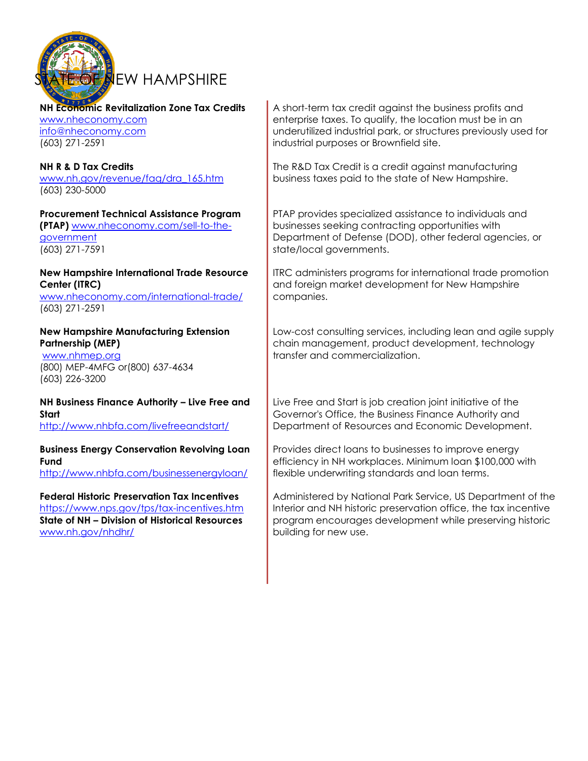# STATE OF NEW HAMPSHIRE

**NH Economic Revitalization Zone Tax Credits**
www.nheconomy.com
info@nheconomy.com
(603) 271-2591

A short-term tax credit against the business profits and enterprise taxes. To qualify, the location must be in an underutilized industrial park, or structures previously used for industrial purposes or Brownfield site.

**NH R & D Tax Credits**
www.nh.gov/revenue/faq/dra_165.htm
(603) 230-5000

The R&D Tax Credit is a credit against manufacturing business taxes paid to the state of New Hampshire.

**Procurement Technical Assistance Program (PTAP)** www.nheconomy.com/sell-to-the-government
(603) 271-7591

PTAP provides specialized assistance to individuals and businesses seeking contracting opportunities with Department of Defense (DOD), other federal agencies, or state/local governments.

**New Hampshire International Trade Resource Center (ITRC)**
www.nheconomy.com/international-trade/
(603) 271-2591

ITRC administers programs for international trade promotion and foreign market development for New Hampshire companies.

**New Hampshire Manufacturing Extension Partnership (MEP)**
www.nhmep.org
(800) MEP-4MFG or(800) 637-4634
(603) 226-3200

Low-cost consulting services, including lean and agile supply chain management, product development, technology transfer and commercialization.

**NH Business Finance Authority – Live Free and Start**
http://www.nhbfa.com/livefreeandstart/

Live Free and Start is job creation joint initiative of the Governor's Office, the Business Finance Authority and Department of Resources and Economic Development.

**Business Energy Conservation Revolving Loan Fund**
http://www.nhbfa.com/businessenergyloan/

Provides direct loans to businesses to improve energy efficiency in NH workplaces. Minimum loan $100,000 with flexible underwriting standards and loan terms.

**Federal Historic Preservation Tax Incentives**
https://www.nps.gov/tps/tax-incentives.htm
**State of NH – Division of Historical Resources**
www.nh.gov/nhdhr/

Administered by National Park Service, US Department of the Interior and NH historic preservation office, the tax incentive program encourages development while preserving historic building for new use.